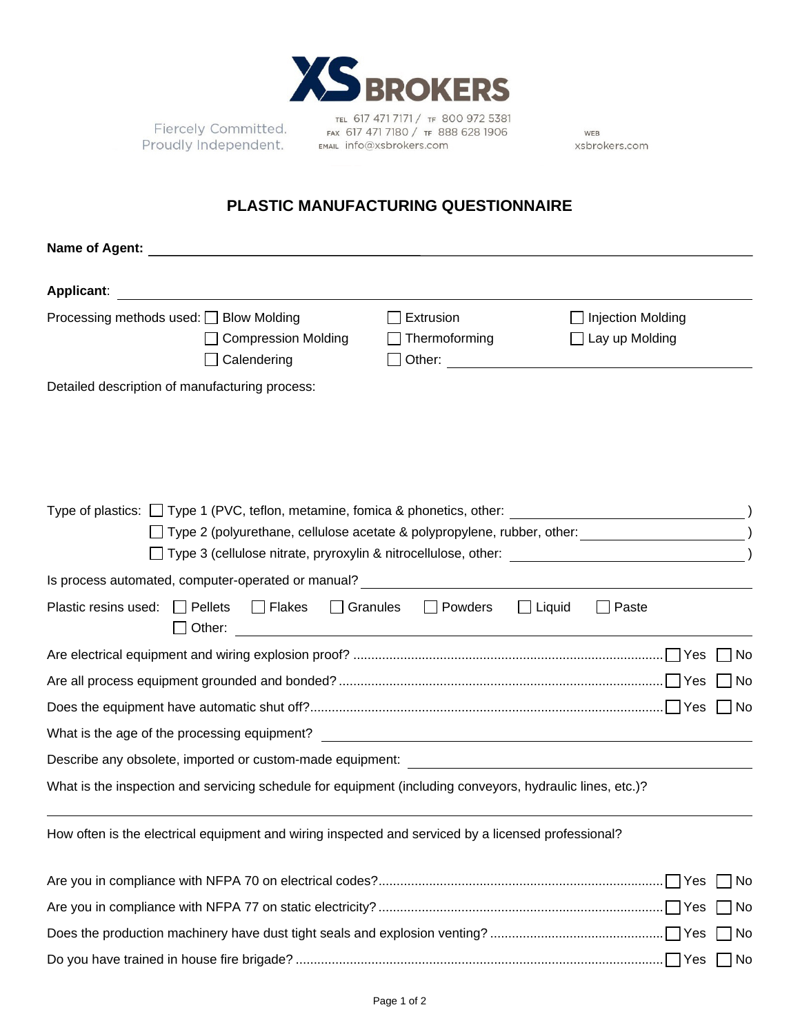XS BROKERS

Fiercely Committed.
Proudly Independent.

TEL 617 471 7171 / TF 800 972 5381
FAX 617 471 7180 / TF 888 628 1906
EMAIL info@xsbrokers.com

WEB
xsbrokers.com

# PLASTIC MANUFACTURING QUESTIONNAIRE

**Name of Agent:** \_\_\_\_\_\_\_\_\_\_\_\_\_\_\_\_\_\_\_\_\_\_\_\_\_\_\_\_\_\_\_\_\_\_\_\_\_\_\_\_

**Applicant**: \_\_\_\_\_\_\_\_\_\_\_\_\_\_\_\_\_\_\_\_\_\_\_\_\_\_\_\_\_\_\_\_\_\_\_\_\_\_\_\_

Processing methods used:
- ☐ Blow Molding
- ☐ Extrusion
- ☐ Injection Molding
- ☐ Compression Molding
- ☐ Thermoforming
- ☐ Lay up Molding
- ☐ Calendering
- ☐ Other: \_\_\_\_\_\_\_\_\_\_\_\_\_\_\_\_\_\_\_\_

Detailed description of manufacturing process:

Type of plastics:
- ☐ Type 1 (PVC, teflon, metamine, fomica & phonetics, other: \_\_\_\_\_\_\_\_\_\_\_\_\_\_\_\_\_\_\_\_ )
- ☐ Type 2 (polyurethane, cellulose acetate & polypropylene, rubber, other: \_\_\_\_\_\_\_\_\_\_\_\_\_\_\_\_\_\_\_\_ )
- ☐ Type 3 (cellulose nitrate, pryroxylin & nitrocellulose, other: \_\_\_\_\_\_\_\_\_\_\_\_\_\_\_\_\_\_\_\_ )

Is process automated, computer-operated or manual? \_\_\_\_\_\_\_\_\_\_\_\_\_\_\_\_\_\_\_\_

Plastic resins used: ☐ Pellets ☐ Flakes ☐ Granules ☐ Powders ☐ Liquid ☐ Paste ☐ Other: \_\_\_\_\_\_\_\_\_\_\_\_\_\_\_\_\_\_\_\_

Are electrical equipment and wiring explosion proof? ☐ Yes ☐ No

Are all process equipment grounded and bonded? ☐ Yes ☐ No

Does the equipment have automatic shut off? ☐ Yes ☐ No

What is the age of the processing equipment? \_\_\_\_\_\_\_\_\_\_\_\_\_\_\_\_\_\_\_\_

Describe any obsolete, imported or custom-made equipment: \_\_\_\_\_\_\_\_\_\_\_\_\_\_\_\_\_\_\_\_

What is the inspection and servicing schedule for equipment (including conveyors, hydraulic lines, etc.)?

\_\_\_\_\_\_\_\_\_\_\_\_\_\_\_\_\_\_\_\_\_\_\_\_\_\_\_\_\_\_\_\_\_\_\_\_\_\_\_\_

How often is the electrical equipment and wiring inspected and serviced by a licensed professional?

Are you in compliance with NFPA 70 on electrical codes? ☐ Yes ☐ No

Are you in compliance with NFPA 77 on static electricity? ☐ Yes ☐ No

Does the production machinery have dust tight seals and explosion venting? ☐ Yes ☐ No

Do you have trained in house fire brigade? ☐ Yes ☐ No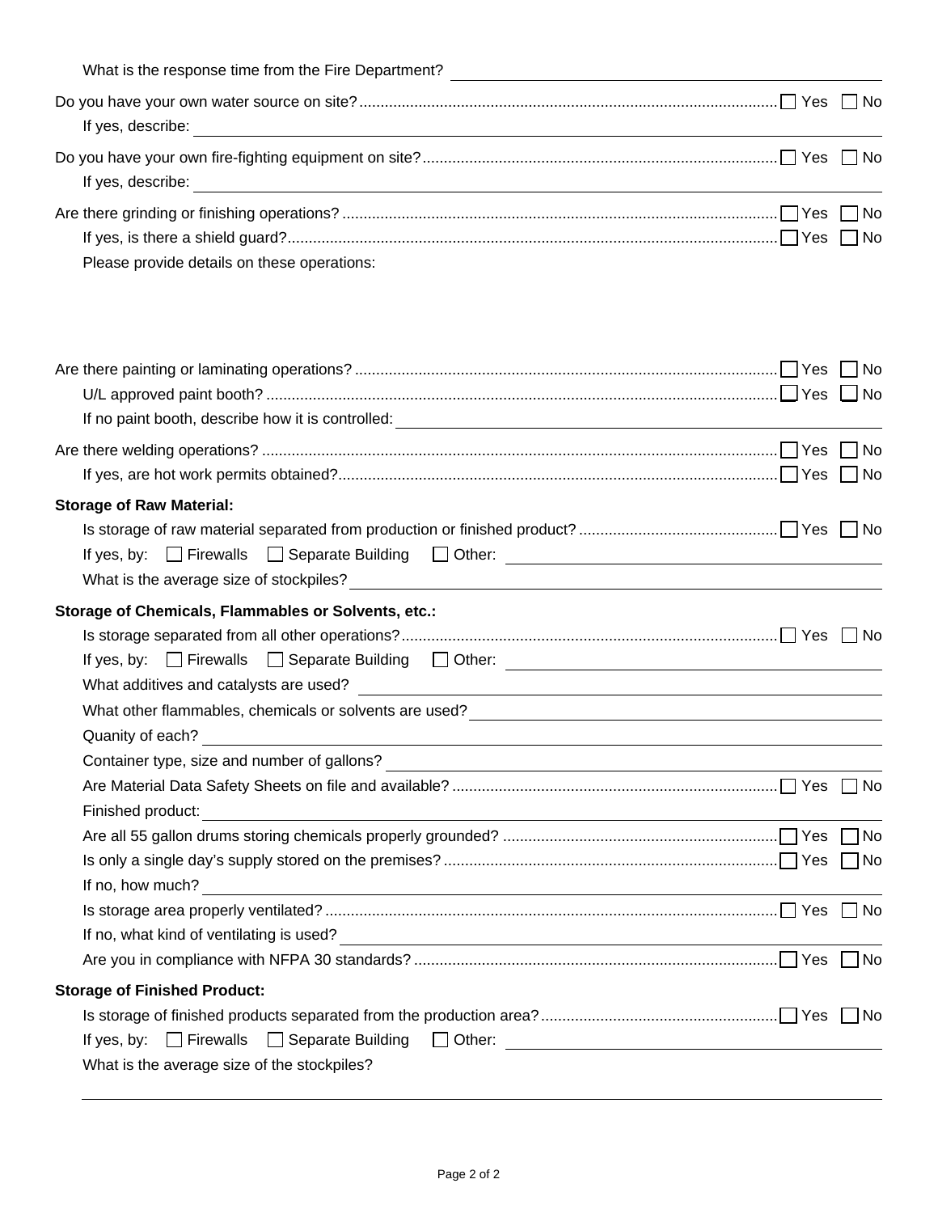What is the response time from the Fire Department? ______________________

Do you have your own water source on site? ☐ Yes ☐ No

If yes, describe: ______________________

Do you have your own fire-fighting equipment on site? ☐ Yes ☐ No

If yes, describe: ______________________

Are there grinding or finishing operations? ☐ Yes ☐ No

If yes, is there a shield guard? ☐ Yes ☐ No

Please provide details on these operations:

Are there painting or laminating operations? ☐ Yes ☐ No

U/L approved paint booth? ☐ Yes ☐ No

If no paint booth, describe how it is controlled: ______________________

Are there welding operations? ☐ Yes ☐ No

If yes, are hot work permits obtained? ☐ Yes ☐ No

**Storage of Raw Material:**

Is storage of raw material separated from production or finished product? ☐ Yes ☐ No

If yes, by: ☐ Firewalls ☐ Separate Building ☐ Other: ______________________

What is the average size of stockpiles? ______________________

**Storage of Chemicals, Flammables or Solvents, etc.:**

Is storage separated from all other operations? ☐ Yes ☐ No

If yes, by: ☐ Firewalls ☐ Separate Building ☐ Other: ______________________

What additives and catalysts are used? ______________________

What other flammables, chemicals or solvents are used? ______________________

Quanity of each? ______________________

Container type, size and number of gallons? ______________________

Are Material Data Safety Sheets on file and available? ☐ Yes ☐ No

Finished product: ______________________

Are all 55 gallon drums storing chemicals properly grounded? ☐ Yes ☐ No

Is only a single day's supply stored on the premises? ☐ Yes ☐ No

If no, how much? ______________________

Is storage area properly ventilated? ☐ Yes ☐ No

If no, what kind of ventilating is used? ______________________

Are you in compliance with NFPA 30 standards? ☐ Yes ☐ No

**Storage of Finished Product:**

Is storage of finished products separated from the production area? ☐ Yes ☐ No

If yes, by: ☐ Firewalls ☐ Separate Building ☐ Other: ______________________

What is the average size of the stockpiles?

______________________